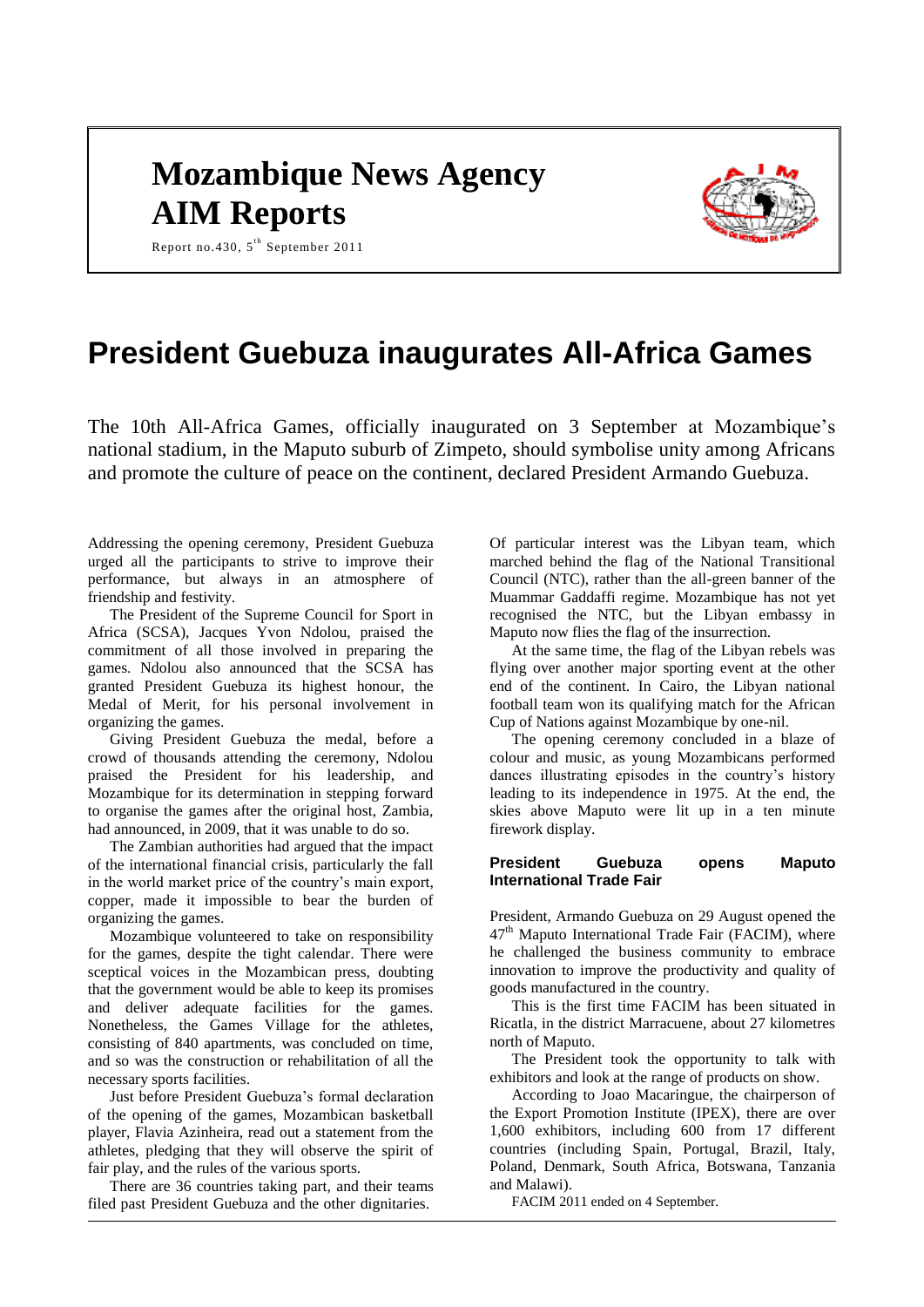# Mozambique News Agency
# AIM Reports

Report no.430, 5th September 2011

# President Guebuza inaugurates All-Africa Games

The 10th All-Africa Games, officially inaugurated on 3 September at Mozambique's national stadium, in the Maputo suburb of Zimpeto, should symbolise unity among Africans and promote the culture of peace on the continent, declared President Armando Guebuza.

Addressing the opening ceremony, President Guebuza urged all the participants to strive to improve their performance, but always in an atmosphere of friendship and festivity.

The President of the Supreme Council for Sport in Africa (SCSA), Jacques Yvon Ndolou, praised the commitment of all those involved in preparing the games. Ndolou also announced that the SCSA has granted President Guebuza its highest honour, the Medal of Merit, for his personal involvement in organizing the games.

Giving President Guebuza the medal, before a crowd of thousands attending the ceremony, Ndolou praised the President for his leadership, and Mozambique for its determination in stepping forward to organise the games after the original host, Zambia, had announced, in 2009, that it was unable to do so.

The Zambian authorities had argued that the impact of the international financial crisis, particularly the fall in the world market price of the country's main export, copper, made it impossible to bear the burden of organizing the games.

Mozambique volunteered to take on responsibility for the games, despite the tight calendar. There were sceptical voices in the Mozambican press, doubting that the government would be able to keep its promises and deliver adequate facilities for the games. Nonetheless, the Games Village for the athletes, consisting of 840 apartments, was concluded on time, and so was the construction or rehabilitation of all the necessary sports facilities.

Just before President Guebuza's formal declaration of the opening of the games, Mozambican basketball player, Flavia Azinheira, read out a statement from the athletes, pledging that they will observe the spirit of fair play, and the rules of the various sports.

There are 36 countries taking part, and their teams filed past President Guebuza and the other dignitaries.

Of particular interest was the Libyan team, which marched behind the flag of the National Transitional Council (NTC), rather than the all-green banner of the Muammar Gaddafi regime. Mozambique has not yet recognised the NTC, but the Libyan embassy in Maputo now flies the flag of the insurrection.

At the same time, the flag of the Libyan rebels was flying over another major sporting event at the other end of the continent. In Cairo, the Libyan national football team won its qualifying match for the African Cup of Nations against Mozambique by one-nil.

The opening ceremony concluded in a blaze of colour and music, as young Mozambicans performed dances illustrating episodes in the country's history leading to its independence in 1975. At the end, the skies above Maputo were lit up in a ten minute firework display.

### President Guebuza opens Maputo International Trade Fair

President, Armando Guebuza on 29 August opened the 47th Maputo International Trade Fair (FACIM), where he challenged the business community to embrace innovation to improve the productivity and quality of goods manufactured in the country.

This is the first time FACIM has been situated in Ricatla, in the district Marracuene, about 27 kilometres north of Maputo.

The President took the opportunity to talk with exhibitors and look at the range of products on show.

According to Joao Macaringue, the chairperson of the Export Promotion Institute (IPEX), there are over 1,600 exhibitors, including 600 from 17 different countries (including Spain, Portugal, Brazil, Italy, Poland, Denmark, South Africa, Botswana, Tanzania and Malawi).

FACIM 2011 ended on 4 September.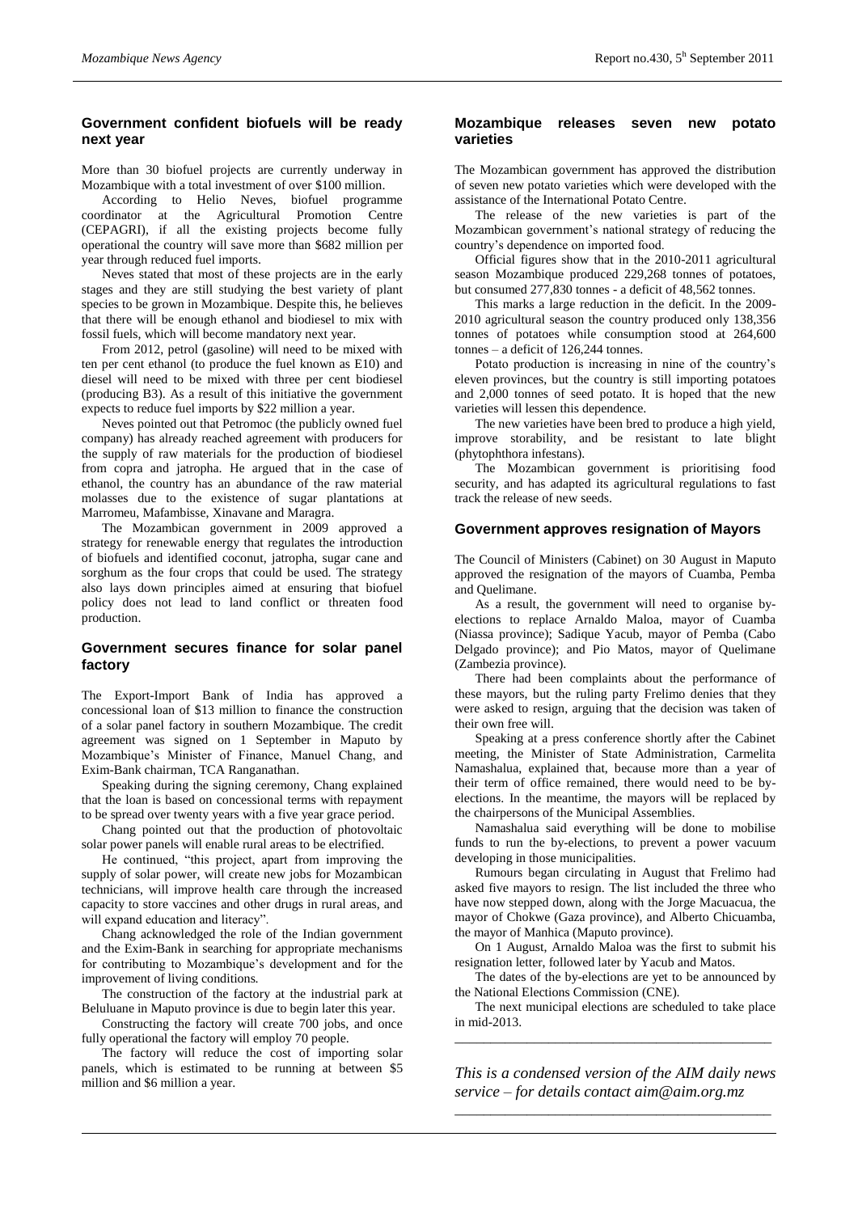## Government confident biofuels will be ready next year

More than 30 biofuel projects are currently underway in Mozambique with a total investment of over $100 million.

According to Helio Neves, biofuel programme coordinator at the Agricultural Promotion Centre (CEPAGRI), if all the existing projects become fully operational the country will save more than $682 million per year through reduced fuel imports.

Neves stated that most of these projects are in the early stages and they are still studying the best variety of plant species to be grown in Mozambique. Despite this, he believes that there will be enough ethanol and biodiesel to mix with fossil fuels, which will become mandatory next year.

From 2012, petrol (gasoline) will need to be mixed with ten per cent ethanol (to produce the fuel known as E10) and diesel will need to be mixed with three per cent biodiesel (producing B3). As a result of this initiative the government expects to reduce fuel imports by $22 million a year.

Neves pointed out that Petromoc (the publicly owned fuel company) has already reached agreement with producers for the supply of raw materials for the production of biodiesel from copra and jatropha. He argued that in the case of ethanol, the country has an abundance of the raw material molasses due to the existence of sugar plantations at Marromeu, Mafambisse, Xinavane and Maragra.

The Mozambican government in 2009 approved a strategy for renewable energy that regulates the introduction of biofuels and identified coconut, jatropha, sugar cane and sorghum as the four crops that could be used. The strategy also lays down principles aimed at ensuring that biofuel policy does not lead to land conflict or threaten food production.

## Government secures finance for solar panel factory

The Export-Import Bank of India has approved a concessional loan of $13 million to finance the construction of a solar panel factory in southern Mozambique. The credit agreement was signed on 1 September in Maputo by Mozambique's Minister of Finance, Manuel Chang, and Exim-Bank chairman, TCA Ranganathan.

Speaking during the signing ceremony, Chang explained that the loan is based on concessional terms with repayment to be spread over twenty years with a five year grace period.

Chang pointed out that the production of photovoltaic solar power panels will enable rural areas to be electrified.

He continued, "this project, apart from improving the supply of solar power, will create new jobs for Mozambican technicians, will improve health care through the increased capacity to store vaccines and other drugs in rural areas, and will expand education and literacy".

Chang acknowledged the role of the Indian government and the Exim-Bank in searching for appropriate mechanisms for contributing to Mozambique's development and for the improvement of living conditions.

The construction of the factory at the industrial park at Beluluane in Maputo province is due to begin later this year.

Constructing the factory will create 700 jobs, and once fully operational the factory will employ 70 people.

The factory will reduce the cost of importing solar panels, which is estimated to be running at between $5 million and $6 million a year.

## Mozambique releases seven new potato varieties

The Mozambican government has approved the distribution of seven new potato varieties which were developed with the assistance of the International Potato Centre.

The release of the new varieties is part of the Mozambican government's national strategy of reducing the country's dependence on imported food.

Official figures show that in the 2010-2011 agricultural season Mozambique produced 229,268 tonnes of potatoes, but consumed 277,830 tonnes - a deficit of 48,562 tonnes.

This marks a large reduction in the deficit. In the 2009-2010 agricultural season the country produced only 138,356 tonnes of potatoes while consumption stood at 264,600 tonnes – a deficit of 126,244 tonnes.

Potato production is increasing in nine of the country's eleven provinces, but the country is still importing potatoes and 2,000 tonnes of seed potato. It is hoped that the new varieties will lessen this dependence.

The new varieties have been bred to produce a high yield, improve storability, and be resistant to late blight (phytophthora infestans).

The Mozambican government is prioritising food security, and has adapted its agricultural regulations to fast track the release of new seeds.

## Government approves resignation of Mayors

The Council of Ministers (Cabinet) on 30 August in Maputo approved the resignation of the mayors of Cuamba, Pemba and Quelimane.

As a result, the government will need to organise by-elections to replace Arnaldo Maloa, mayor of Cuamba (Niassa province); Sadique Yacub, mayor of Pemba (Cabo Delgado province); and Pio Matos, mayor of Quelimane (Zambezia province).

There had been complaints about the performance of these mayors, but the ruling party Frelimo denies that they were asked to resign, arguing that the decision was taken of their own free will.

Speaking at a press conference shortly after the Cabinet meeting, the Minister of State Administration, Carmelita Namashalua, explained that, because more than a year of their term of office remained, there would need to be by-elections. In the meantime, the mayors will be replaced by the chairpersons of the Municipal Assemblies.

Namashalua said everything will be done to mobilise funds to run the by-elections, to prevent a power vacuum developing in those municipalities.

Rumours began circulating in August that Frelimo had asked five mayors to resign. The list included the three who have now stepped down, along with the Jorge Macuacua, the mayor of Chokwe (Gaza province), and Alberto Chicuamba, the mayor of Manhica (Maputo province).

On 1 August, Arnaldo Maloa was the first to submit his resignation letter, followed later by Yacub and Matos.

The dates of the by-elections are yet to be announced by the National Elections Commission (CNE).

The next municipal elections are scheduled to take place in mid-2013.

---

*This is a condensed version of the AIM daily news service – for details contact aim@aim.org.mz*

---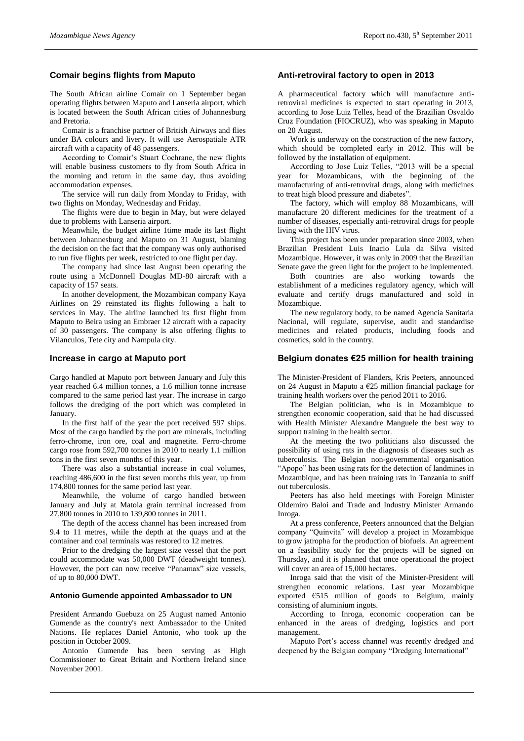## Comair begins flights from Maputo

The South African airline Comair on 1 September began operating flights between Maputo and Lanseria airport, which is located between the South African cities of Johannesburg and Pretoria.

Comair is a franchise partner of British Airways and flies under BA colours and livery. It will use Aerospatiale ATR aircraft with a capacity of 48 passengers.

According to Comair's Stuart Cochrane, the new flights will enable business customers to fly from South Africa in the morning and return in the same day, thus avoiding accommodation expenses.

The service will run daily from Monday to Friday, with two flights on Monday, Wednesday and Friday.

The flights were due to begin in May, but were delayed due to problems with Lanseria airport.

Meanwhile, the budget airline 1time made its last flight between Johannesburg and Maputo on 31 August, blaming the decision on the fact that the company was only authorised to run five flights per week, restricted to one flight per day.

The company had since last August been operating the route using a McDonnell Douglas MD-80 aircraft with a capacity of 157 seats.

In another development, the Mozambican company Kaya Airlines on 29 reinstated its flights following a halt to services in May. The airline launched its first flight from Maputo to Beira using an Embraer 12 aircraft with a capacity of 30 passengers. The company is also offering flights to Vilanculos, Tete city and Nampula city.

## Increase in cargo at Maputo port

Cargo handled at Maputo port between January and July this year reached 6.4 million tonnes, a 1.6 million tonne increase compared to the same period last year. The increase in cargo follows the dredging of the port which was completed in January.

In the first half of the year the port received 597 ships. Most of the cargo handled by the port are minerals, including ferro-chrome, iron ore, coal and magnetite. Ferro-chrome cargo rose from 592,700 tonnes in 2010 to nearly 1.1 million tons in the first seven months of this year.

There was also a substantial increase in coal volumes, reaching 486,600 in the first seven months this year, up from 174,800 tonnes for the same period last year.

Meanwhile, the volume of cargo handled between January and July at Matola grain terminal increased from 27,800 tonnes in 2010 to 139,800 tonnes in 2011.

The depth of the access channel has been increased from 9.4 to 11 metres, while the depth at the quays and at the container and coal terminals was restored to 12 metres.

Prior to the dredging the largest size vessel that the port could accommodate was 50,000 DWT (deadweight tonnes). However, the port can now receive "Panamax" size vessels, of up to 80,000 DWT.

### Antonio Gumende appointed Ambassador to UN

President Armando Guebuza on 25 August named Antonio Gumende as the country's next Ambassador to the United Nations. He replaces Daniel Antonio, who took up the position in October 2009.

Antonio Gumende has been serving as High Commissioner to Great Britain and Northern Ireland since November 2001.

## Anti-retroviral factory to open in 2013

A pharmaceutical factory which will manufacture anti-retroviral medicines is expected to start operating in 2013, according to Jose Luiz Telles, head of the Brazilian Osvaldo Cruz Foundation (FIOCRUZ), who was speaking in Maputo on 20 August.

Work is underway on the construction of the new factory, which should be completed early in 2012. This will be followed by the installation of equipment.

According to Jose Luiz Telles, "2013 will be a special year for Mozambicans, with the beginning of the manufacturing of anti-retroviral drugs, along with medicines to treat high blood pressure and diabetes".

The factory, which will employ 88 Mozambicans, will manufacture 20 different medicines for the treatment of a number of diseases, especially anti-retroviral drugs for people living with the HIV virus.

This project has been under preparation since 2003, when Brazilian President Luis Inacio Lula da Silva visited Mozambique. However, it was only in 2009 that the Brazilian Senate gave the green light for the project to be implemented.

Both countries are also working towards the establishment of a medicines regulatory agency, which will evaluate and certify drugs manufactured and sold in Mozambique.

The new regulatory body, to be named Agencia Sanitaria Nacional, will regulate, supervise, audit and standardise medicines and related products, including foods and cosmetics, sold in the country.

## Belgium donates €25 million for health training

The Minister-President of Flanders, Kris Peeters, announced on 24 August in Maputo a €25 million financial package for training health workers over the period 2011 to 2016.

The Belgian politician, who is in Mozambique to strengthen economic cooperation, said that he had discussed with Health Minister Alexandre Manguele the best way to support training in the health sector.

At the meeting the two politicians also discussed the possibility of using rats in the diagnosis of diseases such as tuberculosis. The Belgian non-governmental organisation "Apopo" has been using rats for the detection of landmines in Mozambique, and has been training rats in Tanzania to sniff out tuberculosis.

Peeters has also held meetings with Foreign Minister Oldemiro Baloi and Trade and Industry Minister Armando Inroga.

At a press conference, Peeters announced that the Belgian company "Quinvita" will develop a project in Mozambique to grow jatropha for the production of biofuels. An agreement on a feasibility study for the projects will be signed on Thursday, and it is planned that once operational the project will cover an area of 15,000 hectares.

Inroga said that the visit of the Minister-President will strengthen economic relations. Last year Mozambique exported €515 million of goods to Belgium, mainly consisting of aluminium ingots.

According to Inroga, economic cooperation can be enhanced in the areas of dredging, logistics and port management.

Maputo Port's access channel was recently dredged and deepened by the Belgian company "Dredging International"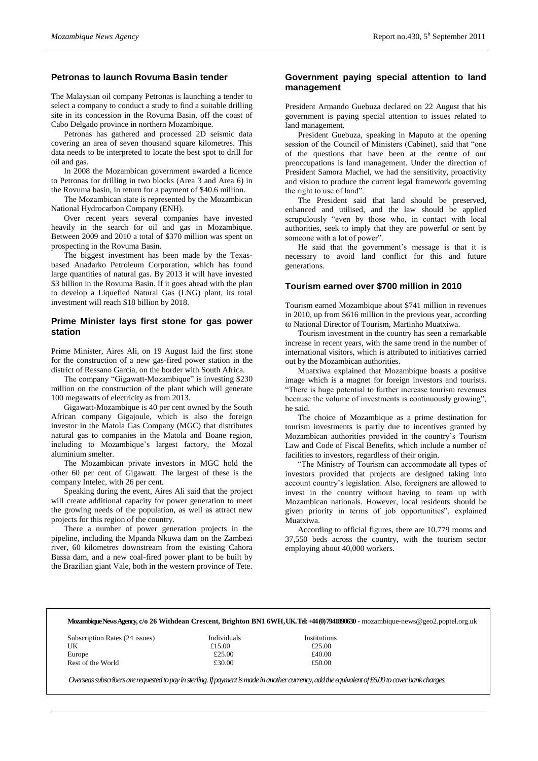## Petronas to launch Rovuma Basin tender

The Malaysian oil company Petronas is launching a tender to select a company to conduct a study to find a suitable drilling site in its concession in the Rovuma Basin, off the coast of Cabo Delgado province in northern Mozambique.

Petronas has gathered and processed 2D seismic data covering an area of seven thousand square kilometres. This data needs to be interpreted to locate the best spot to drill for oil and gas.

In 2008 the Mozambican government awarded a licence to Petronas for drilling in two blocks (Area 3 and Area 6) in the Rovuma basin, in return for a payment of $40.6 million.

The Mozambican state is represented by the Mozambican National Hydrocarbon Company (ENH).

Over recent years several companies have invested heavily in the search for oil and gas in Mozambique. Between 2009 and 2010 a total of $370 million was spent on prospecting in the Rovuma Basin.

The biggest investment has been made by the Texas-based Anadarko Petroleum Corporation, which has found large quantities of natural gas. By 2013 it will have invested $3 billion in the Rovuma Basin. If it goes ahead with the plan to develop a Liquefied Natural Gas (LNG) plant, its total investment will reach $18 billion by 2018.

## Prime Minister lays first stone for gas power station

Prime Minister, Aires Ali, on 19 August laid the first stone for the construction of a new gas-fired power station in the district of Ressano Garcia, on the border with South Africa.

The company "Gigawatt-Mozambique" is investing $230 million on the construction of the plant which will generate 100 megawatts of electricity as from 2013.

Gigawatt-Mozambique is 40 per cent owned by the South African company Gigajoule, which is also the foreign investor in the Matola Gas Company (MGC) that distributes natural gas to companies in the Matola and Boane region, including to Mozambique's largest factory, the Mozal aluminium smelter.

The Mozambican private investors in MGC hold the other 60 per cent of Gigawatt. The largest of these is the company Intelec, with 26 per cent.

Speaking during the event, Aires Ali said that the project will create additional capacity for power generation to meet the growing needs of the population, as well as attract new projects for this region of the country.

There a number of power generation projects in the pipeline, including the Mpanda Nkuwa dam on the Zambezi river, 60 kilometres downstream from the existing Cahora Bassa dam, and a new coal-fired power plant to be built by the Brazilian giant Vale, both in the western province of Tete.

## Government paying special attention to land management

President Armando Guebuza declared on 22 August that his government is paying special attention to issues related to land management.

President Guebuza, speaking in Maputo at the opening session of the Council of Ministers (Cabinet), said that "one of the questions that have been at the centre of our preoccupations is land management. Under the direction of President Samora Machel, we had the sensitivity, proactivity and vision to produce the current legal framework governing the right to use of land".

The President said that land should be preserved, enhanced and utilised, and the law should be applied scrupulously "even by those who, in contact with local authorities, seek to imply that they are powerful or sent by someone with a lot of power".

He said that the government's message is that it is necessary to avoid land conflict for this and future generations.

## Tourism earned over $700 million in 2010

Tourism earned Mozambique about $741 million in revenues in 2010, up from $616 million in the previous year, according to National Director of Tourism, Martinho Muatxiwa.

Tourism investment in the country has seen a remarkable increase in recent years, with the same trend in the number of international visitors, which is attributed to initiatives carried out by the Mozambican authorities.

Muatxiwa explained that Mozambique boasts a positive image which is a magnet for foreign investors and tourists. "There is huge potential to further increase tourism revenues because the volume of investments is continuously growing", he said.

The choice of Mozambique as a prime destination for tourism investments is partly due to incentives granted by Mozambican authorities provided in the country's Tourism Law and Code of Fiscal Benefits, which include a number of facilities to investors, regardless of their origin.

"The Ministry of Tourism can accommodate all types of investors provided that projects are designed taking into account country's legislation. Also, foreigners are allowed to invest in the country without having to team up with Mozambican nationals. However, local residents should be given priority in terms of job opportunities", explained Muatxiwa.

According to official figures, there are 10.779 rooms and 37,550 beds across the country, with the tourism sector employing about 40,000 workers.

---

**Mozambique News Agency, c/o 26 Withdean Crescent, Brighton BN1 6WH, UK. Tel: +44 (0) 7941890630** - mozambique-news@geo2.poptel.org.uk

| Subscription Rates (24 issues) | Individuals | Institutions |
|---|---|---|
| UK | £15.00 | £25.00 |
| Europe | £25.00 | £40.00 |
| Rest of the World | £30.00 | £50.00 |

*Overseas subscribers are requested to pay in sterling. If payment is made in another currency, add the equivalent of £6.00 to cover bank charges.*